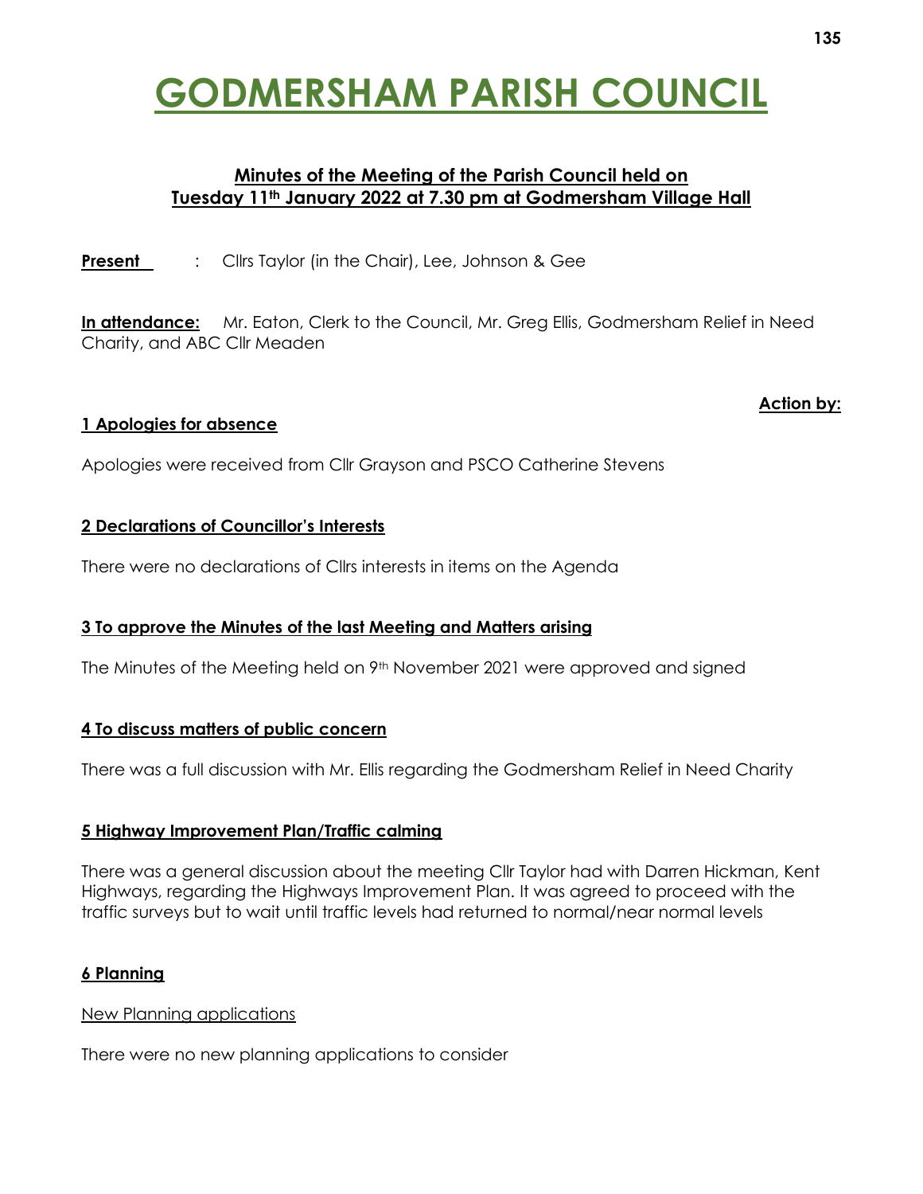# GODMERSHAM PARISH COUNCIL

**Minutes of the Meeting of the Parish Council held on Tuesday 11th January 2022 at 7.30 pm at Godmersham Village Hall**

**Present** : Cllrs Taylor (in the Chair), Lee, Johnson & Gee

**In attendance:** Mr. Eaton, Clerk to the Council, Mr. Greg Ellis, Godmersham Relief in Need Charity, and ABC Cllr Meaden

**Action by:**

## 1 Apologies for absence

Apologies were received from Cllr Grayson and PSCO Catherine Stevens

## 2 Declarations of Councillor's Interests

There were no declarations of Cllrs interests in items on the Agenda

## 3 To approve the Minutes of the last Meeting and Matters arising

The Minutes of the Meeting held on 9th November 2021 were approved and signed

## 4 To discuss matters of public concern

There was a full discussion with Mr. Ellis regarding the Godmersham Relief in Need Charity

## 5 Highway Improvement Plan/Traffic calming

There was a general discussion about the meeting Cllr Taylor had with Darren Hickman, Kent Highways, regarding the Highways Improvement Plan. It was agreed to proceed with the traffic surveys but to wait until traffic levels had returned to normal/near normal levels

## 6 Planning

New Planning applications

There were no new planning applications to consider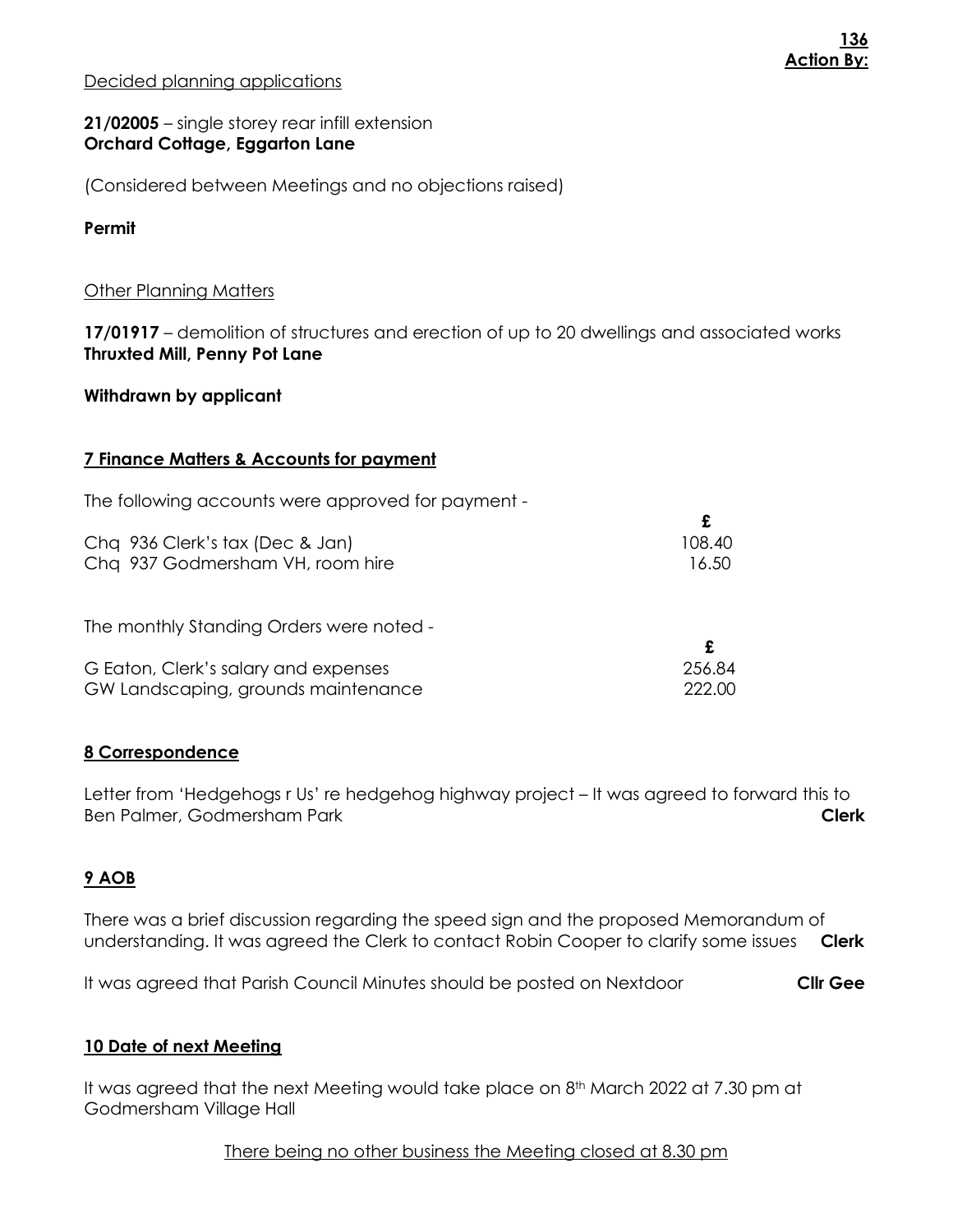**Action By:**

Decided planning applications

**21/02005** – single storey rear infill extension
**Orchard Cottage, Eggarton Lane**

(Considered between Meetings and no objections raised)

**Permit**

Other Planning Matters

**17/01917** – demolition of structures and erection of up to 20 dwellings and associated works
**Thruxted Mill, Penny Pot Lane**

**Withdrawn by applicant**

## 7 Finance Matters & Accounts for payment

The following accounts were approved for payment -

| | £ |
|---|---|
| Chq 936 Clerk's tax (Dec & Jan) | 108.40 |
| Chq 937 Godmersham VH, room hire | 16.50 |

The monthly Standing Orders were noted -

| | £ |
|---|---|
| G Eaton, Clerk's salary and expenses | 256.84 |
| GW Landscaping, grounds maintenance | 222.00 |

## 8 Correspondence

Letter from 'Hedgehogs r Us' re hedgehog highway project – It was agreed to forward this to Ben Palmer, Godmersham Park **Clerk**

## 9 AOB

There was a brief discussion regarding the speed sign and the proposed Memorandum of understanding. It was agreed the Clerk to contact Robin Cooper to clarify some issues **Clerk**

It was agreed that Parish Council Minutes should be posted on Nextdoor **Cllr Gee**

## 10 Date of next Meeting

It was agreed that the next Meeting would take place on 8th March 2022 at 7.30 pm at Godmersham Village Hall

There being no other business the Meeting closed at 8.30 pm